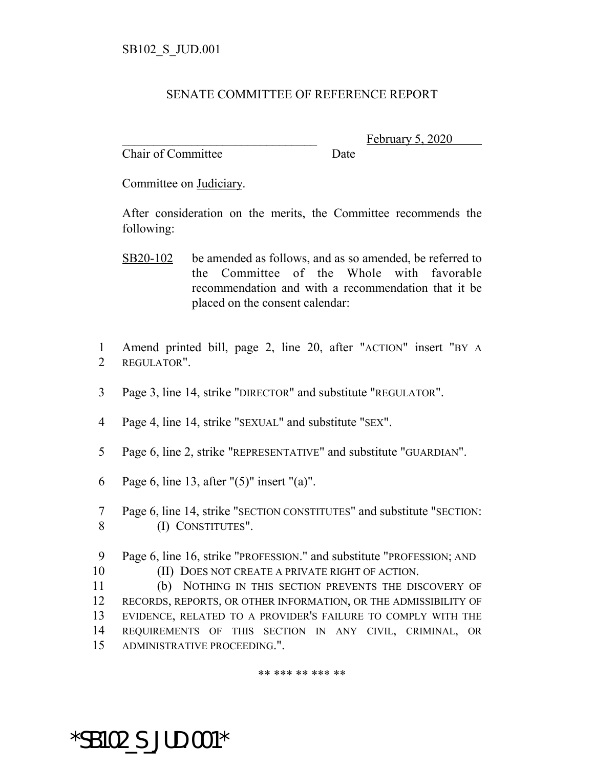SB102_S_JUD.001

# SENATE COMMITTEE OF REFERENCE REPORT

_________________________________ February 5, 2020
Chair of Committee Date

Committee on Judiciary.

After consideration on the merits, the Committee recommends the following:

SB20-102 be amended as follows, and as so amended, be referred to the Committee of the Whole with favorable recommendation and with a recommendation that it be placed on the consent calendar:

1 Amend printed bill, page 2, line 20, after "ACTION" insert "BY A
2 REGULATOR".

3 Page 3, line 14, strike "DIRECTOR" and substitute "REGULATOR".

4 Page 4, line 14, strike "SEXUAL" and substitute "SEX".

5 Page 6, line 2, strike "REPRESENTATIVE" and substitute "GUARDIAN".

6 Page 6, line 13, after "(5)" insert "(a)".

7 Page 6, line 14, strike "SECTION CONSTITUTES" and substitute "SECTION:
8 (I) CONSTITUTES".

9 Page 6, line 16, strike "PROFESSION." and substitute "PROFESSION; AND
10 (II) DOES NOT CREATE A PRIVATE RIGHT OF ACTION.
11 (b) NOTHING IN THIS SECTION PREVENTS THE DISCOVERY OF
12 RECORDS, REPORTS, OR OTHER INFORMATION, OR THE ADMISSIBILITY OF
13 EVIDENCE, RELATED TO A PROVIDER'S FAILURE TO COMPLY WITH THE
14 REQUIREMENTS OF THIS SECTION IN ANY CIVIL, CRIMINAL, OR
15 ADMINISTRATIVE PROCEEDING.".

** *** ** *** **

*SB102_S_JUD.001*